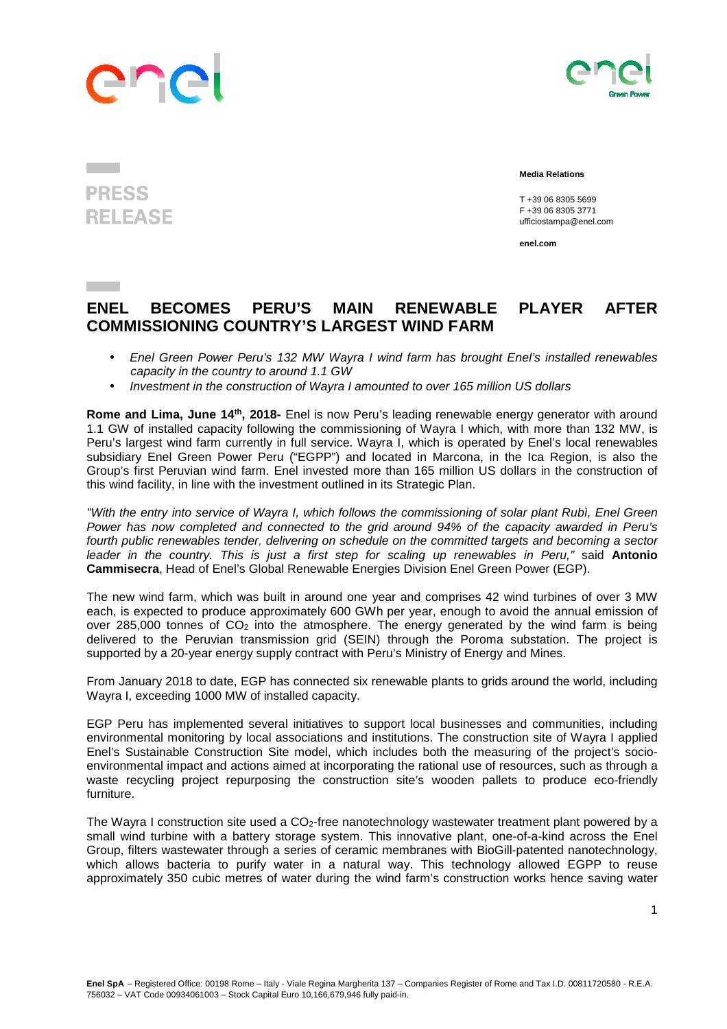PRESS RELEASE

**Media Relations**

T +39 06 8305 5699
F +39 06 8305 3771
ufficiostampa@enel.com

**enel.com**

# ENEL BECOMES PERU'S MAIN RENEWABLE PLAYER AFTER COMMISSIONING COUNTRY'S LARGEST WIND FARM

- *Enel Green Power Peru's 132 MW Wayra I wind farm has brought Enel's installed renewables capacity in the country to around 1.1 GW*
- *Investment in the construction of Wayra I amounted to over 165 million US dollars*

**Rome and Lima, June 14th, 2018-** Enel is now Peru's leading renewable energy generator with around 1.1 GW of installed capacity following the commissioning of Wayra I which, with more than 132 MW, is Peru's largest wind farm currently in full service. Wayra I, which is operated by Enel's local renewables subsidiary Enel Green Power Peru ("EGPP") and located in Marcona, in the Ica Region, is also the Group's first Peruvian wind farm. Enel invested more than 165 million US dollars in the construction of this wind facility, in line with the investment outlined in its Strategic Plan.

*"With the entry into service of Wayra I, which follows the commissioning of solar plant Rubì, Enel Green Power has now completed and connected to the grid around 94% of the capacity awarded in Peru's fourth public renewables tender, delivering on schedule on the committed targets and becoming a sector leader in the country. This is just a first step for scaling up renewables in Peru,"* said **Antonio Cammisecra**, Head of Enel's Global Renewable Energies Division Enel Green Power (EGP).

The new wind farm, which was built in around one year and comprises 42 wind turbines of over 3 MW each, is expected to produce approximately 600 GWh per year, enough to avoid the annual emission of over 285,000 tonnes of $CO_2$ into the atmosphere. The energy generated by the wind farm is being delivered to the Peruvian transmission grid (SEIN) through the Poroma substation. The project is supported by a 20-year energy supply contract with Peru's Ministry of Energy and Mines.

From January 2018 to date, EGP has connected six renewable plants to grids around the world, including Wayra I, exceeding 1000 MW of installed capacity.

EGP Peru has implemented several initiatives to support local businesses and communities, including environmental monitoring by local associations and institutions. The construction site of Wayra I applied Enel's Sustainable Construction Site model, which includes both the measuring of the project's socio-environmental impact and actions aimed at incorporating the rational use of resources, such as through a waste recycling project repurposing the construction site's wooden pallets to produce eco-friendly furniture.

The Wayra I construction site used a $CO_2$-free nanotechnology wastewater treatment plant powered by a small wind turbine with a battery storage system. This innovative plant, one-of-a-kind across the Enel Group, filters wastewater through a series of ceramic membranes with BioGill-patented nanotechnology, which allows bacteria to purify water in a natural way. This technology allowed EGPP to reuse approximately 350 cubic metres of water during the wind farm's construction works hence saving water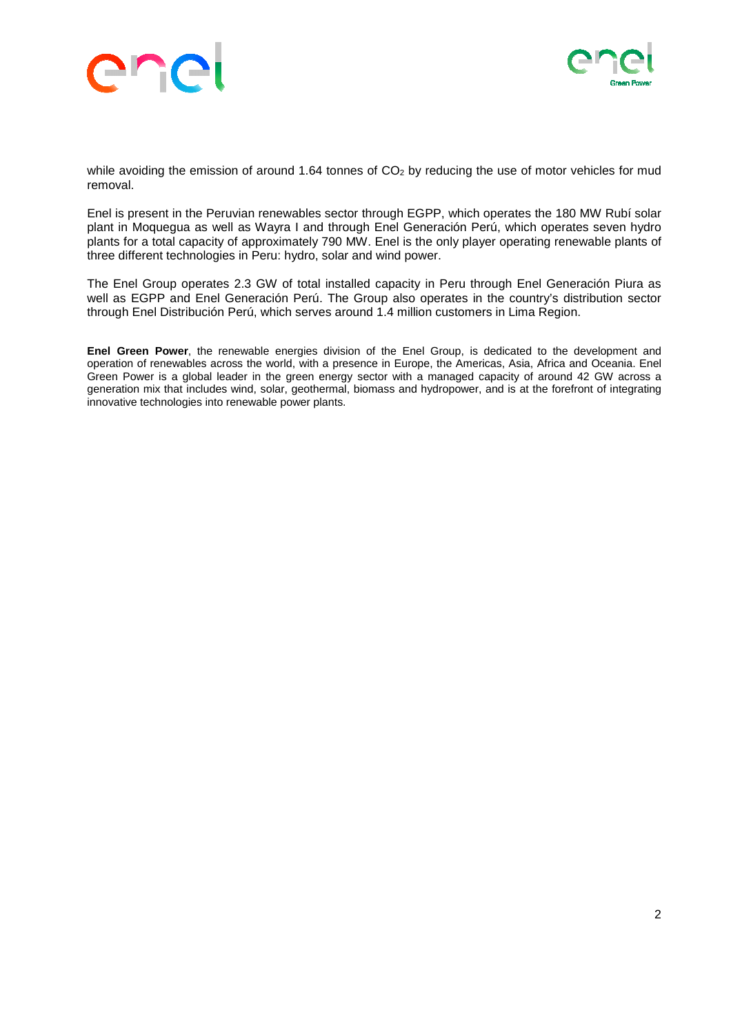while avoiding the emission of around 1.64 tonnes of $CO_2$ by reducing the use of motor vehicles for mud removal.

Enel is present in the Peruvian renewables sector through EGPP, which operates the 180 MW Rubí solar plant in Moquegua as well as Wayra I and through Enel Generación Perú, which operates seven hydro plants for a total capacity of approximately 790 MW. Enel is the only player operating renewable plants of three different technologies in Peru: hydro, solar and wind power.

The Enel Group operates 2.3 GW of total installed capacity in Peru through Enel Generación Piura as well as EGPP and Enel Generación Perú. The Group also operates in the country's distribution sector through Enel Distribución Perú, which serves around 1.4 million customers in Lima Region.

**Enel Green Power**, the renewable energies division of the Enel Group, is dedicated to the development and operation of renewables across the world, with a presence in Europe, the Americas, Asia, Africa and Oceania. Enel Green Power is a global leader in the green energy sector with a managed capacity of around 42 GW across a generation mix that includes wind, solar, geothermal, biomass and hydropower, and is at the forefront of integrating innovative technologies into renewable power plants.